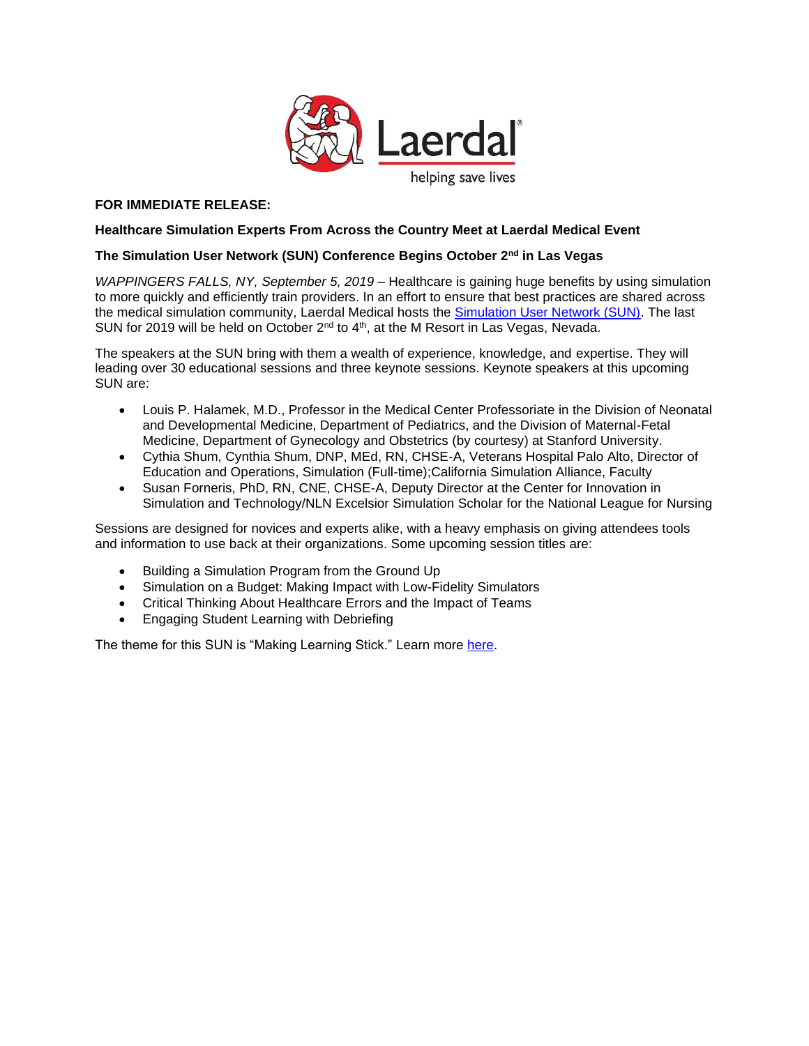**FOR IMMEDIATE RELEASE:**

**Healthcare Simulation Experts From Across the Country Meet at Laerdal Medical Event**

**The Simulation User Network (SUN) Conference Begins October 2nd in Las Vegas**

*WAPPINGERS FALLS, NY, September 5, 2019* – Healthcare is gaining huge benefits by using simulation to more quickly and efficiently train providers. In an effort to ensure that best practices are shared across the medical simulation community, Laerdal Medical hosts the Simulation User Network (SUN). The last SUN for 2019 will be held on October 2nd to 4th, at the M Resort in Las Vegas, Nevada.

The speakers at the SUN bring with them a wealth of experience, knowledge, and expertise. They will leading over 30 educational sessions and three keynote sessions. Keynote speakers at this upcoming SUN are:

- Louis P. Halamek, M.D., Professor in the Medical Center Professoriate in the Division of Neonatal and Developmental Medicine, Department of Pediatrics, and the Division of Maternal-Fetal Medicine, Department of Gynecology and Obstetrics (by courtesy) at Stanford University.
- Cythia Shum, Cynthia Shum, DNP, MEd, RN, CHSE-A, Veterans Hospital Palo Alto, Director of Education and Operations, Simulation (Full-time);California Simulation Alliance, Faculty
- Susan Forneris, PhD, RN, CNE, CHSE-A, Deputy Director at the Center for Innovation in Simulation and Technology/NLN Excelsior Simulation Scholar for the National League for Nursing

Sessions are designed for novices and experts alike, with a heavy emphasis on giving attendees tools and information to use back at their organizations. Some upcoming session titles are:

- Building a Simulation Program from the Ground Up
- Simulation on a Budget: Making Impact with Low-Fidelity Simulators
- Critical Thinking About Healthcare Errors and the Impact of Teams
- Engaging Student Learning with Debriefing

The theme for this SUN is "Making Learning Stick." Learn more here.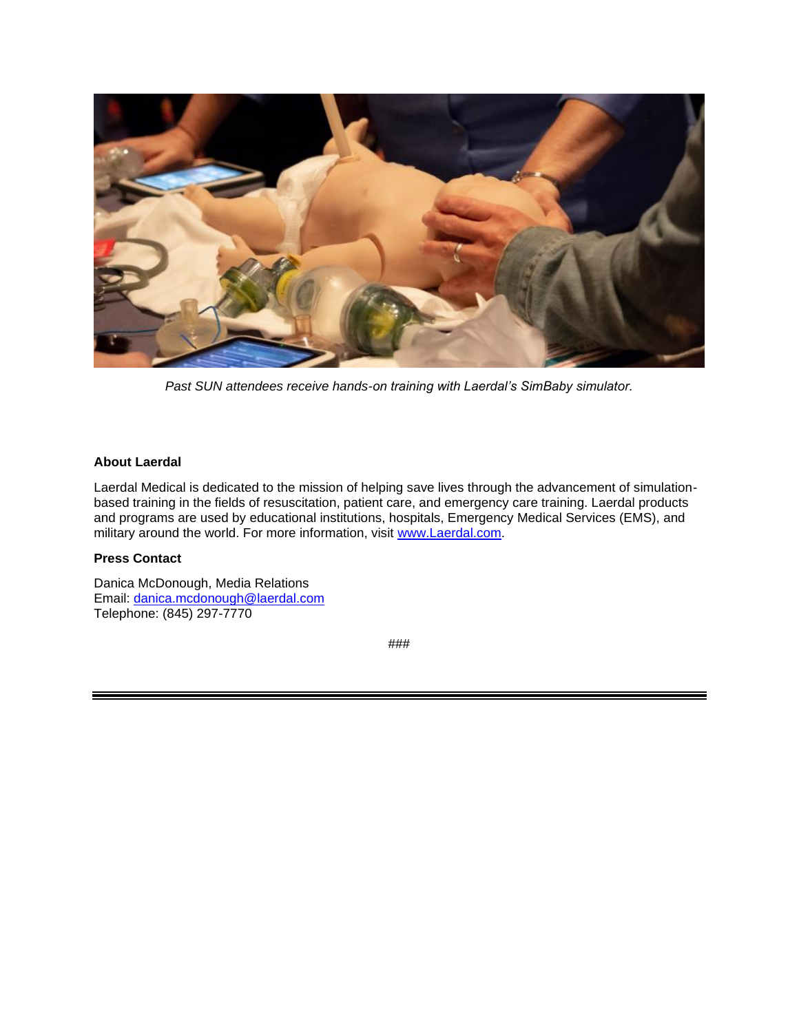*Past SUN attendees receive hands-on training with Laerdal's SimBaby simulator.*

**About Laerdal**

Laerdal Medical is dedicated to the mission of helping save lives through the advancement of simulation-based training in the fields of resuscitation, patient care, and emergency care training. Laerdal products and programs are used by educational institutions, hospitals, Emergency Medical Services (EMS), and military around the world. For more information, visit [www.Laerdal.com](http://www.Laerdal.com).

**Press Contact**

Danica McDonough, Media Relations
Email: [danica.mcdonough@laerdal.com](mailto:danica.mcdonough@laerdal.com)
Telephone: (845) 297-7770

###